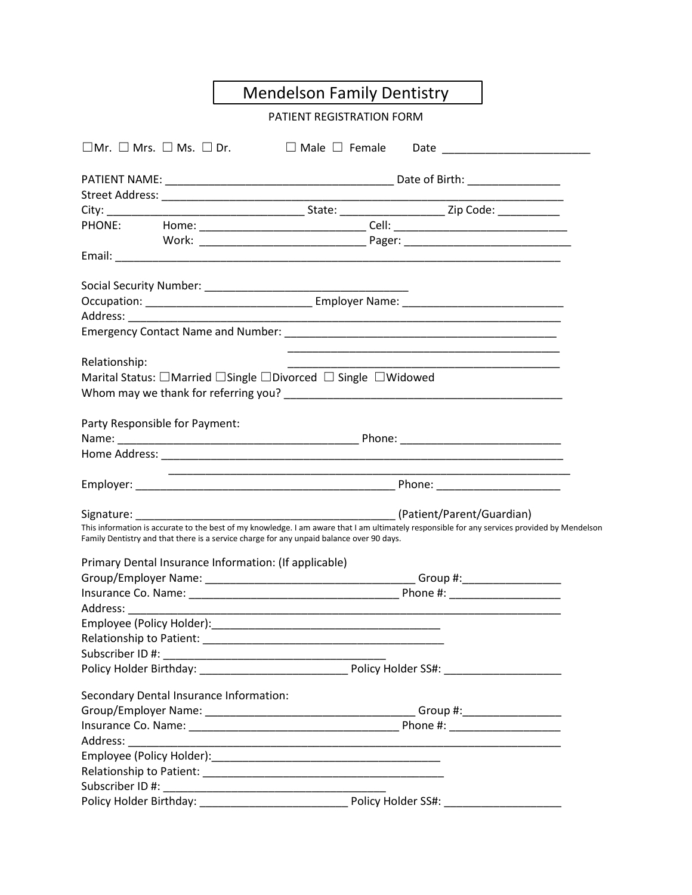# Mendelson Family Dentistry

PATIENT REGISTRATION FORM

☐Mr. ☐ Mrs. ☐ Ms. ☐ Dr. ☐ Male ☐ Female Date ________________________

PATIENT NAME: ____________________________________ Date of Birth: _______________

Street Address: ____________________________________________________________________

City: ________________________________ State: _________________ Zip Code: __________

PHONE: Home: ___________________________ Cell: _____________________________

Work: ___________________________ Pager: ____________________________

Email: ___________________________________________________________________________

Social Security Number: _________________________________

Occupation: ___________________________ Employer Name: __________________________

Address: _________________________________________________________________________

Emergency Contact Name and Number: ___________________________________________

___________________________________________

Relationship: ___________________________________________

Marital Status: ☐Married ☐Single ☐Divorced ☐ Single ☐Widowed

Whom may we thank for referring you? ___________________________________________

Party Responsible for Payment:

Name: _______________________________________ Phone: __________________________

Home Address: ____________________________________________________________________

____________________________________________________________________

Employer: __________________________________________ Phone: _____________________

Signature: __________________________________________ (Patient/Parent/Guardian)

This information is accurate to the best of my knowledge. I am aware that I am ultimately responsible for any services provided by Mendelson Family Dentistry and that there is a service charge for any unpaid balance over 90 days.

Primary Dental Insurance Information: (If applicable)

Group/Employer Name: __________________________________ Group #:________________

Insurance Co. Name: __________________________________ Phone #: __________________

Address: _________________________________________________________________________

Employee (Policy Holder):_____________________________________

Relationship to Patient: ______________________________________

Subscriber ID #: ____________________________________

Policy Holder Birthday: ________________________ Policy Holder SS#: ___________________

Secondary Dental Insurance Information:

Group/Employer Name: __________________________________ Group #:________________

Insurance Co. Name: __________________________________ Phone #: __________________

Address: _________________________________________________________________________

Employee (Policy Holder):_____________________________________

Relationship to Patient: ______________________________________

Subscriber ID #: ____________________________________

Policy Holder Birthday: ________________________ Policy Holder SS#: ___________________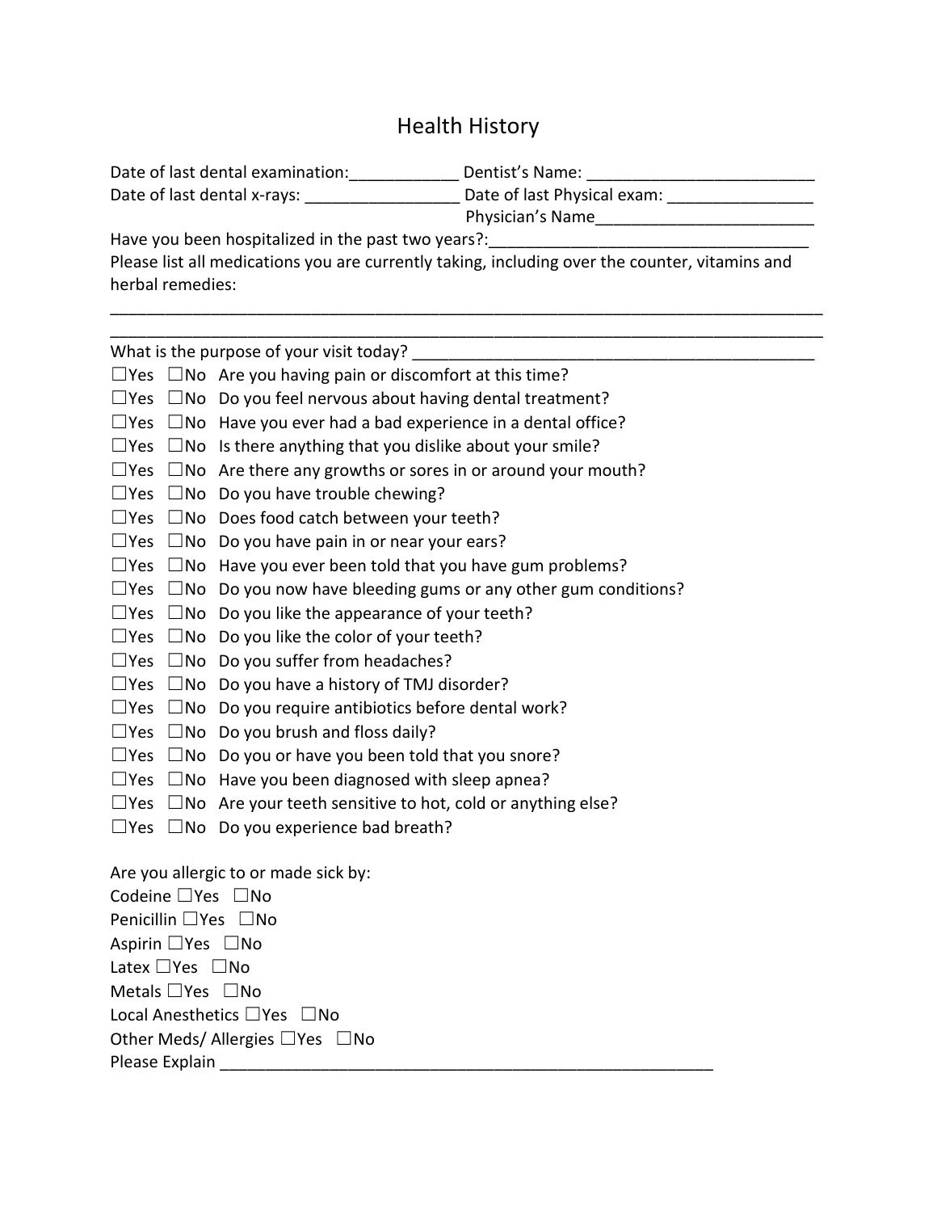# Health History

Date of last dental examination:____________ Dentist's Name: _________________________

Date of last dental x-rays: _________________ Date of last Physical exam: ________________

Physician's Name________________________

Have you been hospitalized in the past two years?:___________________________________

Please list all medications you are currently taking, including over the counter, vitamins and herbal remedies:

_________________________________________________________________________________

_________________________________________________________________________________

What is the purpose of your visit today? _____________________________________________

☐Yes ☐No Are you having pain or discomfort at this time?

☐Yes ☐No Do you feel nervous about having dental treatment?

☐Yes ☐No Have you ever had a bad experience in a dental office?

☐Yes ☐No Is there anything that you dislike about your smile?

☐Yes ☐No Are there any growths or sores in or around your mouth?

☐Yes ☐No Do you have trouble chewing?

☐Yes ☐No Does food catch between your teeth?

☐Yes ☐No Do you have pain in or near your ears?

☐Yes ☐No Have you ever been told that you have gum problems?

☐Yes ☐No Do you now have bleeding gums or any other gum conditions?

☐Yes ☐No Do you like the appearance of your teeth?

☐Yes ☐No Do you like the color of your teeth?

☐Yes ☐No Do you suffer from headaches?

☐Yes ☐No Do you have a history of TMJ disorder?

☐Yes ☐No Do you require antibiotics before dental work?

☐Yes ☐No Do you brush and floss daily?

☐Yes ☐No Do you or have you been told that you snore?

☐Yes ☐No Have you been diagnosed with sleep apnea?

☐Yes ☐No Are your teeth sensitive to hot, cold or anything else?

☐Yes ☐No Do you experience bad breath?

Are you allergic to or made sick by:

Codeine ☐Yes ☐No

Penicillin ☐Yes ☐No

Aspirin ☐Yes ☐No

Latex ☐Yes ☐No

Metals ☐Yes ☐No

Local Anesthetics ☐Yes ☐No

Other Meds/ Allergies ☐Yes ☐No

Please Explain _______________________________________________________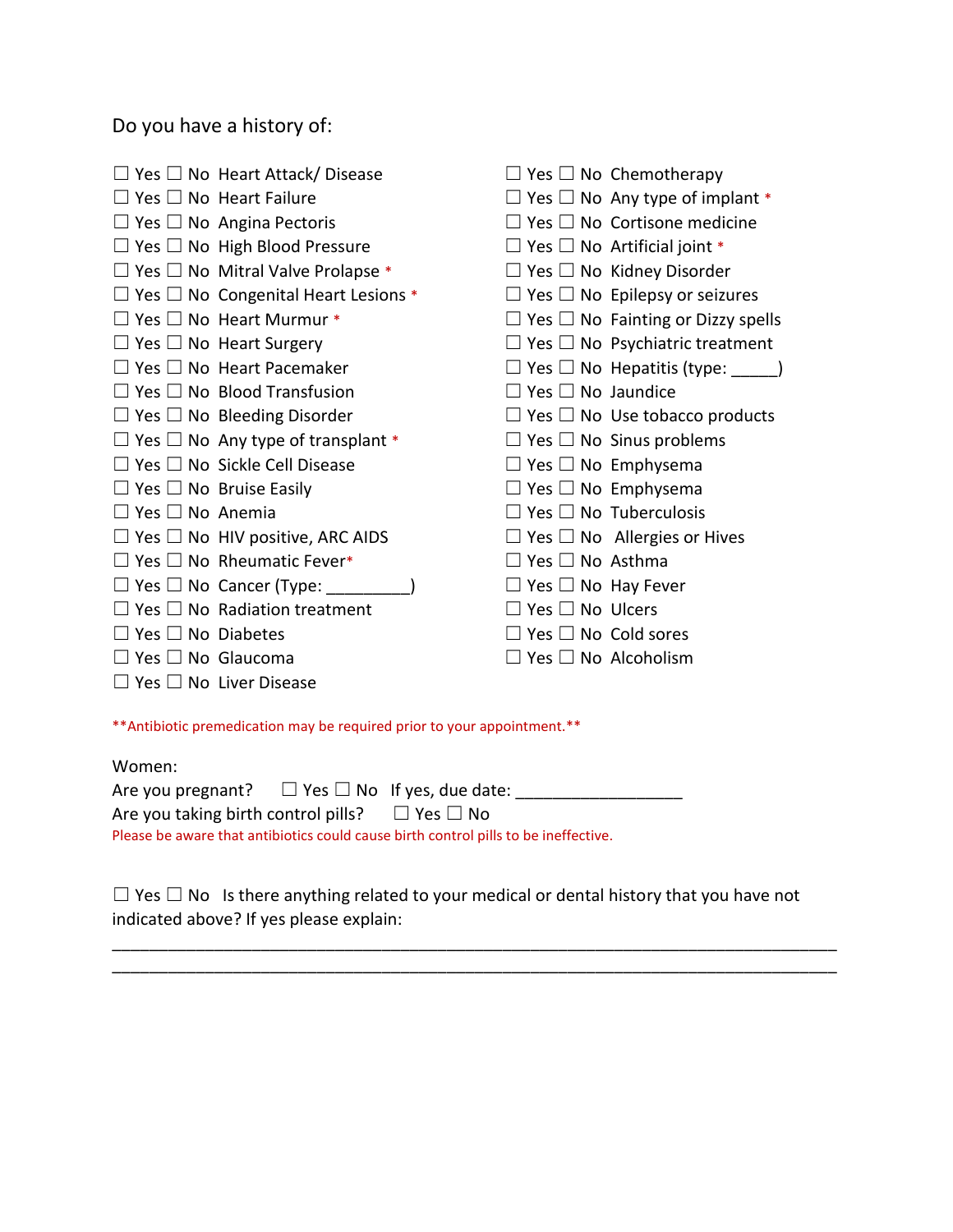Do you have a history of:

☐ Yes ☐ No Heart Attack/ Disease
☐ Yes ☐ No Heart Failure
☐ Yes ☐ No Angina Pectoris
☐ Yes ☐ No High Blood Pressure
☐ Yes ☐ No Mitral Valve Prolapse *
☐ Yes ☐ No Congenital Heart Lesions *
☐ Yes ☐ No Heart Murmur *
☐ Yes ☐ No Heart Surgery
☐ Yes ☐ No Heart Pacemaker
☐ Yes ☐ No Blood Transfusion
☐ Yes ☐ No Bleeding Disorder
☐ Yes ☐ No Any type of transplant *
☐ Yes ☐ No Sickle Cell Disease
☐ Yes ☐ No Bruise Easily
☐ Yes ☐ No Anemia
☐ Yes ☐ No HIV positive, ARC AIDS
☐ Yes ☐ No Rheumatic Fever*
☐ Yes ☐ No Cancer (Type: _________)
☐ Yes ☐ No Radiation treatment
☐ Yes ☐ No Diabetes
☐ Yes ☐ No Glaucoma
☐ Yes ☐ No Liver Disease

☐ Yes ☐ No Chemotherapy
☐ Yes ☐ No Any type of implant *
☐ Yes ☐ No Cortisone medicine
☐ Yes ☐ No Artificial joint *
☐ Yes ☐ No Kidney Disorder
☐ Yes ☐ No Epilepsy or seizures
☐ Yes ☐ No Fainting or Dizzy spells
☐ Yes ☐ No Psychiatric treatment
☐ Yes ☐ No Hepatitis (type: _____)
☐ Yes ☐ No Jaundice
☐ Yes ☐ No Use tobacco products
☐ Yes ☐ No Sinus problems
☐ Yes ☐ No Emphysema
☐ Yes ☐ No Emphysema
☐ Yes ☐ No Tuberculosis
☐ Yes ☐ No Allergies or Hives
☐ Yes ☐ No Asthma
☐ Yes ☐ No Hay Fever
☐ Yes ☐ No Ulcers
☐ Yes ☐ No Cold sores
☐ Yes ☐ No Alcoholism

**Antibiotic premedication may be required prior to your appointment.**

Women:
Are you pregnant? ☐ Yes ☐ No If yes, due date: __________________
Are you taking birth control pills? ☐ Yes ☐ No
Please be aware that antibiotics could cause birth control pills to be ineffective.

☐ Yes ☐ No Is there anything related to your medical or dental history that you have not indicated above? If yes please explain:
_______________________________________________________________________________
_______________________________________________________________________________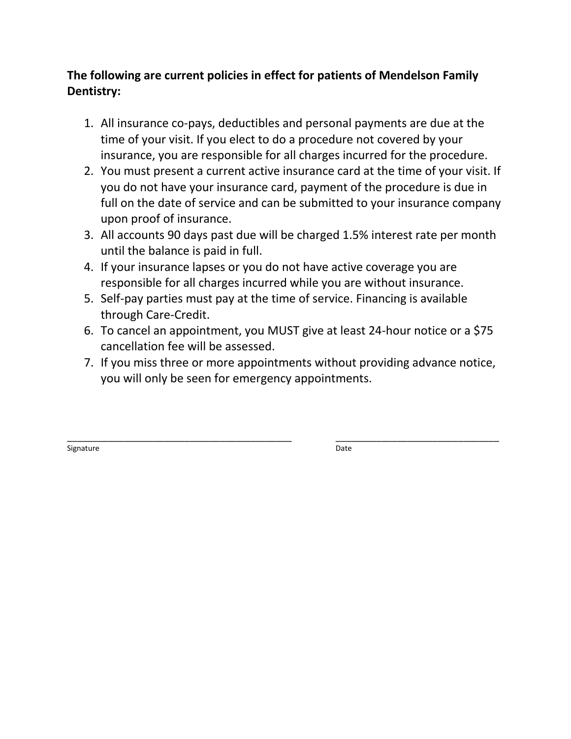**The following are current policies in effect for patients of Mendelson Family Dentistry:**

1. All insurance co-pays, deductibles and personal payments are due at the time of your visit. If you elect to do a procedure not covered by your insurance, you are responsible for all charges incurred for the procedure.
2. You must present a current active insurance card at the time of your visit. If you do not have your insurance card, payment of the procedure is due in full on the date of service and can be submitted to your insurance company upon proof of insurance.
3. All accounts 90 days past due will be charged 1.5% interest rate per month until the balance is paid in full.
4. If your insurance lapses or you do not have active coverage you are responsible for all charges incurred while you are without insurance.
5. Self-pay parties must pay at the time of service. Financing is available through Care-Credit.
6. To cancel an appointment, you MUST give at least 24-hour notice or a $75 cancellation fee will be assessed.
7. If you miss three or more appointments without providing advance notice, you will only be seen for emergency appointments.

_________________________________________ _____________________________

Signature Date